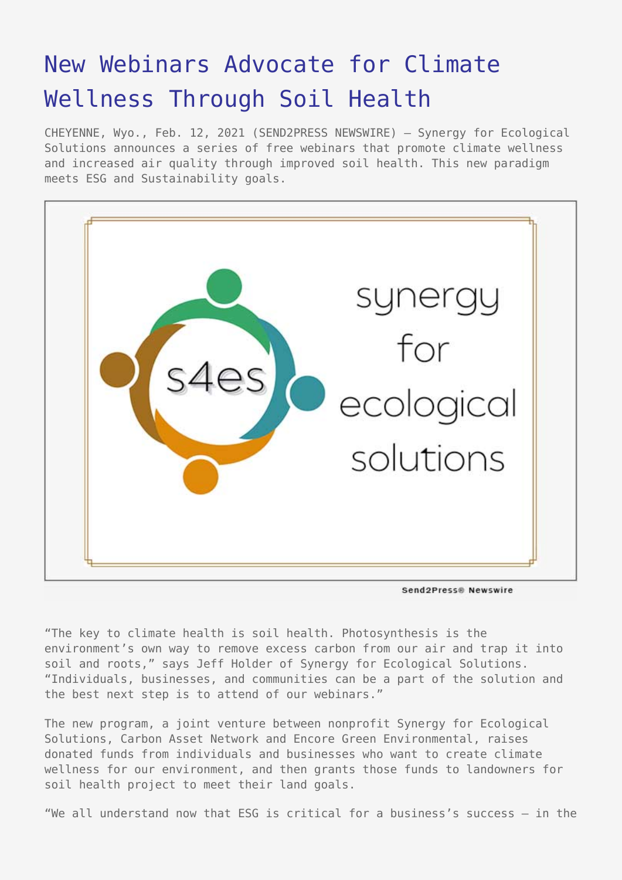# New Webinars Advocate for Climate Wellness Through Soil Health

CHEYENNE, Wyo., Feb. 12, 2021 (SEND2PRESS NEWSWIRE) — Synergy for Ecological Solutions announces a series of free webinars that promote climate wellness and increased air quality through improved soil health. This new paradigm meets ESG and Sustainability goals.

“The key to climate health is soil health. Photosynthesis is the environment’s own way to remove excess carbon from our air and trap it into soil and roots,” says Jeff Holder of Synergy for Ecological Solutions. “Individuals, businesses, and communities can be a part of the solution and the best next step is to attend of our webinars.”

The new program, a joint venture between nonprofit Synergy for Ecological Solutions, Carbon Asset Network and Encore Green Environmental, raises donated funds from individuals and businesses who want to create climate wellness for our environment, and then grants those funds to landowners for soil health project to meet their land goals.

“We all understand now that ESG is critical for a business’s success – in the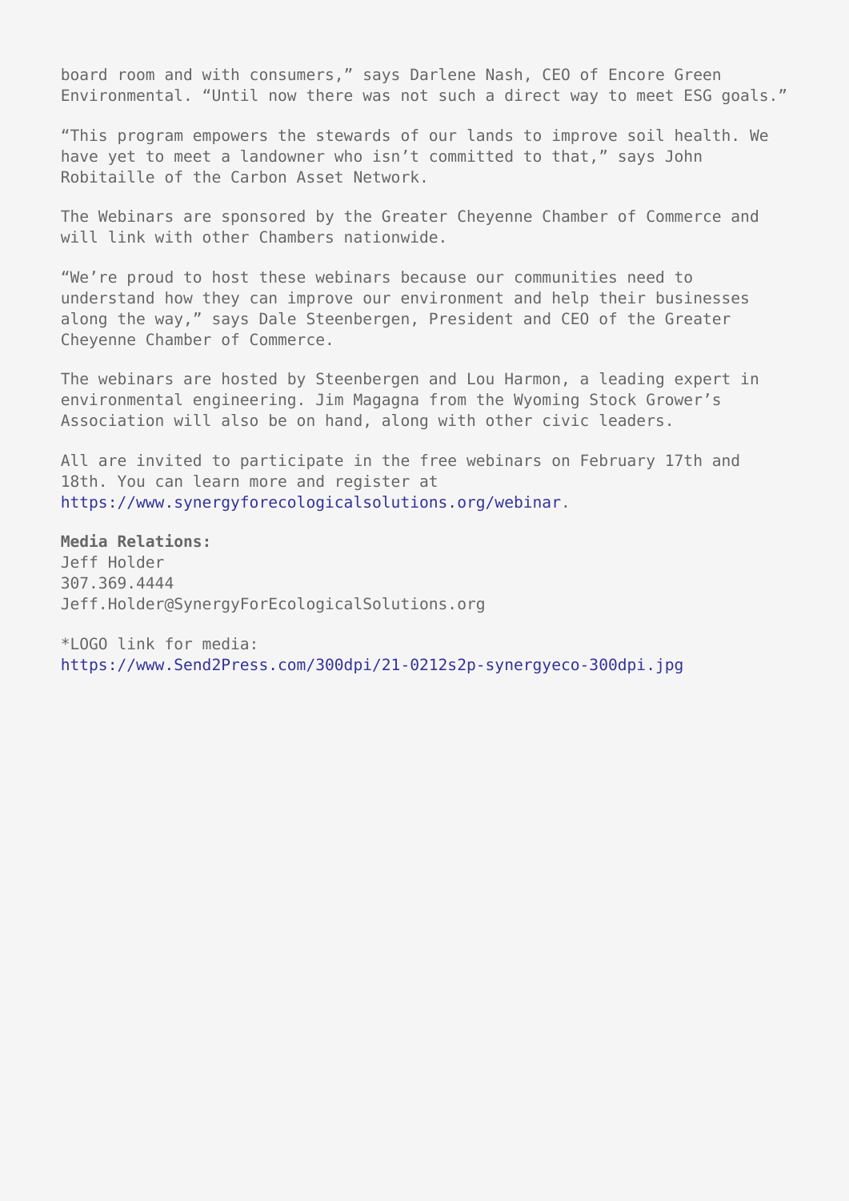board room and with consumers," says Darlene Nash, CEO of Encore Green Environmental. "Until now there was not such a direct way to meet ESG goals."

"This program empowers the stewards of our lands to improve soil health. We have yet to meet a landowner who isn't committed to that," says John Robitaille of the Carbon Asset Network.

The Webinars are sponsored by the Greater Cheyenne Chamber of Commerce and will link with other Chambers nationwide.

"We're proud to host these webinars because our communities need to understand how they can improve our environment and help their businesses along the way," says Dale Steenbergen, President and CEO of the Greater Cheyenne Chamber of Commerce.

The webinars are hosted by Steenbergen and Lou Harmon, a leading expert in environmental engineering. Jim Magagna from the Wyoming Stock Grower's Association will also be on hand, along with other civic leaders.

All are invited to participate in the free webinars on February 17th and 18th. You can learn more and register at https://www.synergyforecologicalsolutions.org/webinar.

**Media Relations:**
Jeff Holder
307.369.4444
Jeff.Holder@SynergyForEcologicalSolutions.org

*LOGO link for media:
https://www.Send2Press.com/300dpi/21-0212s2p-synergyeco-300dpi.jpg